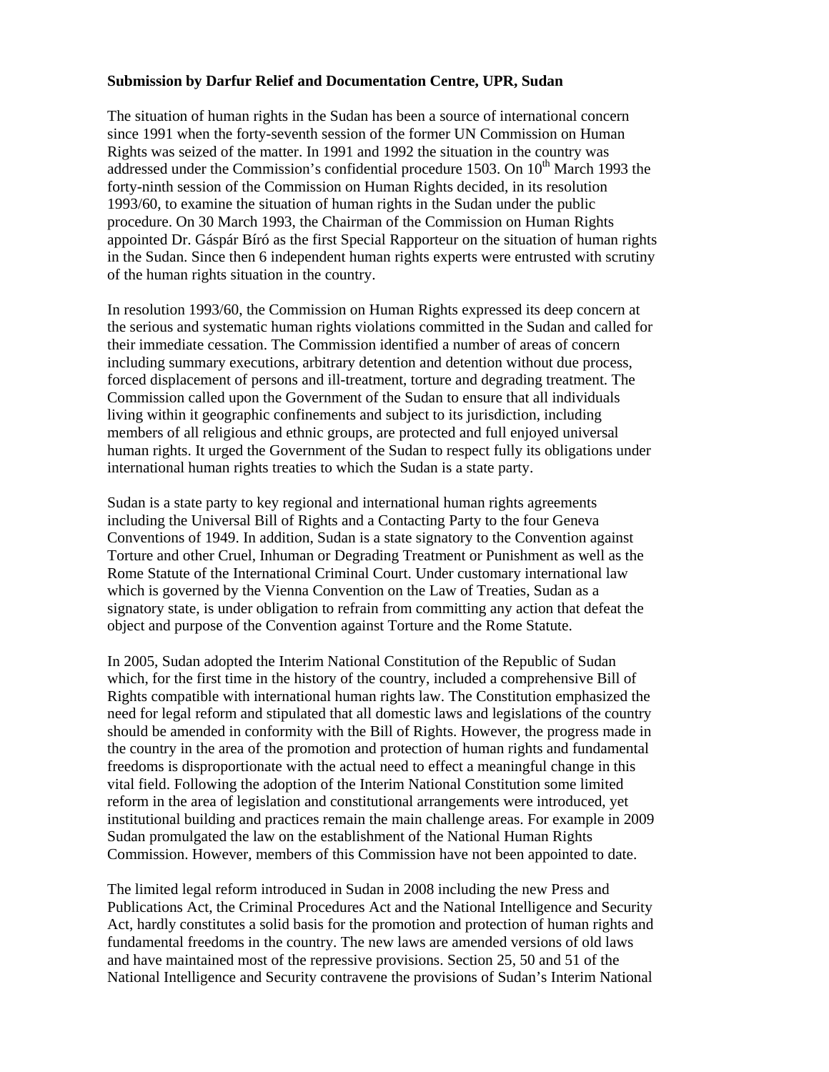**Submission by Darfur Relief and Documentation Centre, UPR, Sudan**

The situation of human rights in the Sudan has been a source of international concern since 1991 when the forty-seventh session of the former UN Commission on Human Rights was seized of the matter. In 1991 and 1992 the situation in the country was addressed under the Commission's confidential procedure 1503. On 10th March 1993 the forty-ninth session of the Commission on Human Rights decided, in its resolution 1993/60, to examine the situation of human rights in the Sudan under the public procedure. On 30 March 1993, the Chairman of the Commission on Human Rights appointed Dr. Gáspár Bíró as the first Special Rapporteur on the situation of human rights in the Sudan. Since then 6 independent human rights experts were entrusted with scrutiny of the human rights situation in the country.

In resolution 1993/60, the Commission on Human Rights expressed its deep concern at the serious and systematic human rights violations committed in the Sudan and called for their immediate cessation. The Commission identified a number of areas of concern including summary executions, arbitrary detention and detention without due process, forced displacement of persons and ill-treatment, torture and degrading treatment. The Commission called upon the Government of the Sudan to ensure that all individuals living within it geographic confinements and subject to its jurisdiction, including members of all religious and ethnic groups, are protected and full enjoyed universal human rights. It urged the Government of the Sudan to respect fully its obligations under international human rights treaties to which the Sudan is a state party.

Sudan is a state party to key regional and international human rights agreements including the Universal Bill of Rights and a Contacting Party to the four Geneva Conventions of 1949. In addition, Sudan is a state signatory to the Convention against Torture and other Cruel, Inhuman or Degrading Treatment or Punishment as well as the Rome Statute of the International Criminal Court. Under customary international law which is governed by the Vienna Convention on the Law of Treaties, Sudan as a signatory state, is under obligation to refrain from committing any action that defeat the object and purpose of the Convention against Torture and the Rome Statute.

In 2005, Sudan adopted the Interim National Constitution of the Republic of Sudan which, for the first time in the history of the country, included a comprehensive Bill of Rights compatible with international human rights law. The Constitution emphasized the need for legal reform and stipulated that all domestic laws and legislations of the country should be amended in conformity with the Bill of Rights. However, the progress made in the country in the area of the promotion and protection of human rights and fundamental freedoms is disproportionate with the actual need to effect a meaningful change in this vital field. Following the adoption of the Interim National Constitution some limited reform in the area of legislation and constitutional arrangements were introduced, yet institutional building and practices remain the main challenge areas. For example in 2009 Sudan promulgated the law on the establishment of the National Human Rights Commission. However, members of this Commission have not been appointed to date.

The limited legal reform introduced in Sudan in 2008 including the new Press and Publications Act, the Criminal Procedures Act and the National Intelligence and Security Act, hardly constitutes a solid basis for the promotion and protection of human rights and fundamental freedoms in the country. The new laws are amended versions of old laws and have maintained most of the repressive provisions. Section 25, 50 and 51 of the National Intelligence and Security contravene the provisions of Sudan's Interim National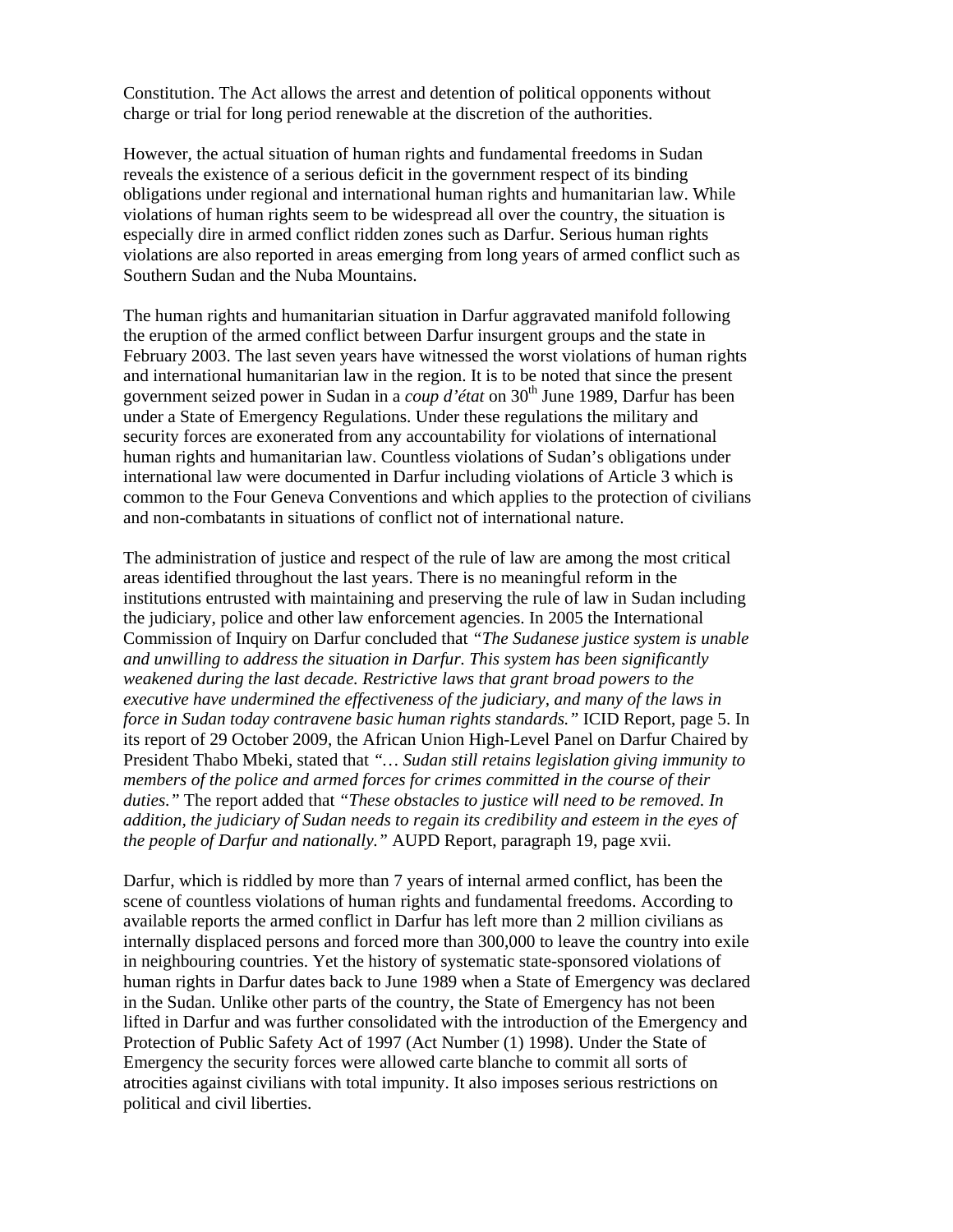Constitution. The Act allows the arrest and detention of political opponents without charge or trial for long period renewable at the discretion of the authorities.

However, the actual situation of human rights and fundamental freedoms in Sudan reveals the existence of a serious deficit in the government respect of its binding obligations under regional and international human rights and humanitarian law. While violations of human rights seem to be widespread all over the country, the situation is especially dire in armed conflict ridden zones such as Darfur. Serious human rights violations are also reported in areas emerging from long years of armed conflict such as Southern Sudan and the Nuba Mountains.

The human rights and humanitarian situation in Darfur aggravated manifold following the eruption of the armed conflict between Darfur insurgent groups and the state in February 2003. The last seven years have witnessed the worst violations of human rights and international humanitarian law in the region. It is to be noted that since the present government seized power in Sudan in a *coup d'état* on 30th June 1989, Darfur has been under a State of Emergency Regulations. Under these regulations the military and security forces are exonerated from any accountability for violations of international human rights and humanitarian law. Countless violations of Sudan's obligations under international law were documented in Darfur including violations of Article 3 which is common to the Four Geneva Conventions and which applies to the protection of civilians and non-combatants in situations of conflict not of international nature.

The administration of justice and respect of the rule of law are among the most critical areas identified throughout the last years. There is no meaningful reform in the institutions entrusted with maintaining and preserving the rule of law in Sudan including the judiciary, police and other law enforcement agencies. In 2005 the International Commission of Inquiry on Darfur concluded that *"The Sudanese justice system is unable and unwilling to address the situation in Darfur. This system has been significantly weakened during the last decade. Restrictive laws that grant broad powers to the executive have undermined the effectiveness of the judiciary, and many of the laws in force in Sudan today contravene basic human rights standards."* ICID Report, page 5. In its report of 29 October 2009, the African Union High-Level Panel on Darfur Chaired by President Thabo Mbeki, stated that *"… Sudan still retains legislation giving immunity to members of the police and armed forces for crimes committed in the course of their duties."* The report added that *"These obstacles to justice will need to be removed. In addition, the judiciary of Sudan needs to regain its credibility and esteem in the eyes of the people of Darfur and nationally."* AUPD Report, paragraph 19, page xvii.

Darfur, which is riddled by more than 7 years of internal armed conflict, has been the scene of countless violations of human rights and fundamental freedoms. According to available reports the armed conflict in Darfur has left more than 2 million civilians as internally displaced persons and forced more than 300,000 to leave the country into exile in neighbouring countries. Yet the history of systematic state-sponsored violations of human rights in Darfur dates back to June 1989 when a State of Emergency was declared in the Sudan. Unlike other parts of the country, the State of Emergency has not been lifted in Darfur and was further consolidated with the introduction of the Emergency and Protection of Public Safety Act of 1997 (Act Number (1) 1998). Under the State of Emergency the security forces were allowed carte blanche to commit all sorts of atrocities against civilians with total impunity. It also imposes serious restrictions on political and civil liberties.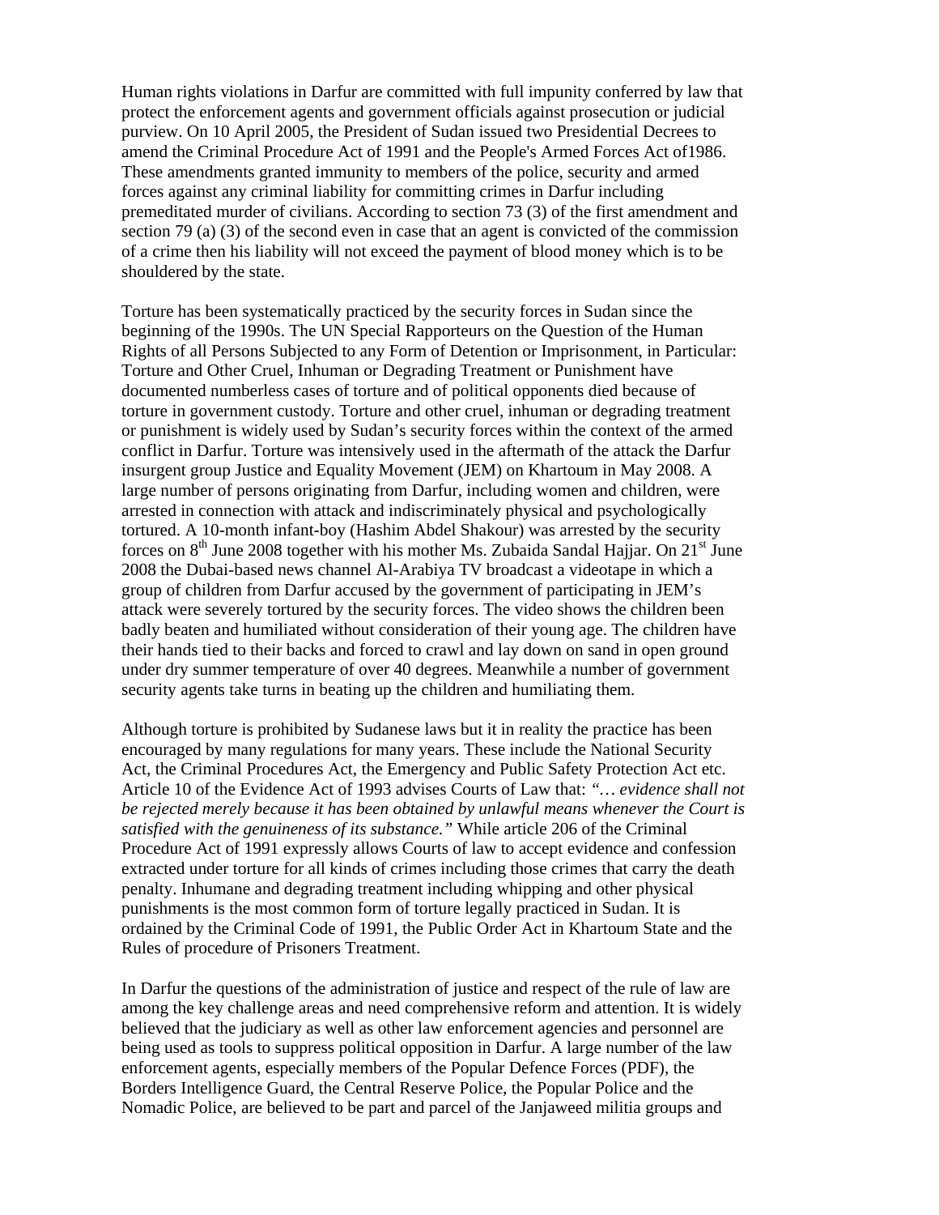Human rights violations in Darfur are committed with full impunity conferred by law that protect the enforcement agents and government officials against prosecution or judicial purview. On 10 April 2005, the President of Sudan issued two Presidential Decrees to amend the Criminal Procedure Act of 1991 and the People's Armed Forces Act of1986. These amendments granted immunity to members of the police, security and armed forces against any criminal liability for committing crimes in Darfur including premeditated murder of civilians. According to section 73 (3) of the first amendment and section 79 (a) (3) of the second even in case that an agent is convicted of the commission of a crime then his liability will not exceed the payment of blood money which is to be shouldered by the state.

Torture has been systematically practiced by the security forces in Sudan since the beginning of the 1990s. The UN Special Rapporteurs on the Question of the Human Rights of all Persons Subjected to any Form of Detention or Imprisonment, in Particular: Torture and Other Cruel, Inhuman or Degrading Treatment or Punishment have documented numberless cases of torture and of political opponents died because of torture in government custody. Torture and other cruel, inhuman or degrading treatment or punishment is widely used by Sudan's security forces within the context of the armed conflict in Darfur. Torture was intensively used in the aftermath of the attack the Darfur insurgent group Justice and Equality Movement (JEM) on Khartoum in May 2008. A large number of persons originating from Darfur, including women and children, were arrested in connection with attack and indiscriminately physical and psychologically tortured. A 10-month infant-boy (Hashim Abdel Shakour) was arrested by the security forces on 8th June 2008 together with his mother Ms. Zubaida Sandal Hajjar. On 21st June 2008 the Dubai-based news channel Al-Arabiya TV broadcast a videotape in which a group of children from Darfur accused by the government of participating in JEM's attack were severely tortured by the security forces. The video shows the children been badly beaten and humiliated without consideration of their young age. The children have their hands tied to their backs and forced to crawl and lay down on sand in open ground under dry summer temperature of over 40 degrees. Meanwhile a number of government security agents take turns in beating up the children and humiliating them.

Although torture is prohibited by Sudanese laws but it in reality the practice has been encouraged by many regulations for many years. These include the National Security Act, the Criminal Procedures Act, the Emergency and Public Safety Protection Act etc. Article 10 of the Evidence Act of 1993 advises Courts of Law that: *"… evidence shall not be rejected merely because it has been obtained by unlawful means whenever the Court is satisfied with the genuineness of its substance."* While article 206 of the Criminal Procedure Act of 1991 expressly allows Courts of law to accept evidence and confession extracted under torture for all kinds of crimes including those crimes that carry the death penalty. Inhumane and degrading treatment including whipping and other physical punishments is the most common form of torture legally practiced in Sudan. It is ordained by the Criminal Code of 1991, the Public Order Act in Khartoum State and the Rules of procedure of Prisoners Treatment.

In Darfur the questions of the administration of justice and respect of the rule of law are among the key challenge areas and need comprehensive reform and attention. It is widely believed that the judiciary as well as other law enforcement agencies and personnel are being used as tools to suppress political opposition in Darfur. A large number of the law enforcement agents, especially members of the Popular Defence Forces (PDF), the Borders Intelligence Guard, the Central Reserve Police, the Popular Police and the Nomadic Police, are believed to be part and parcel of the Janjaweed militia groups and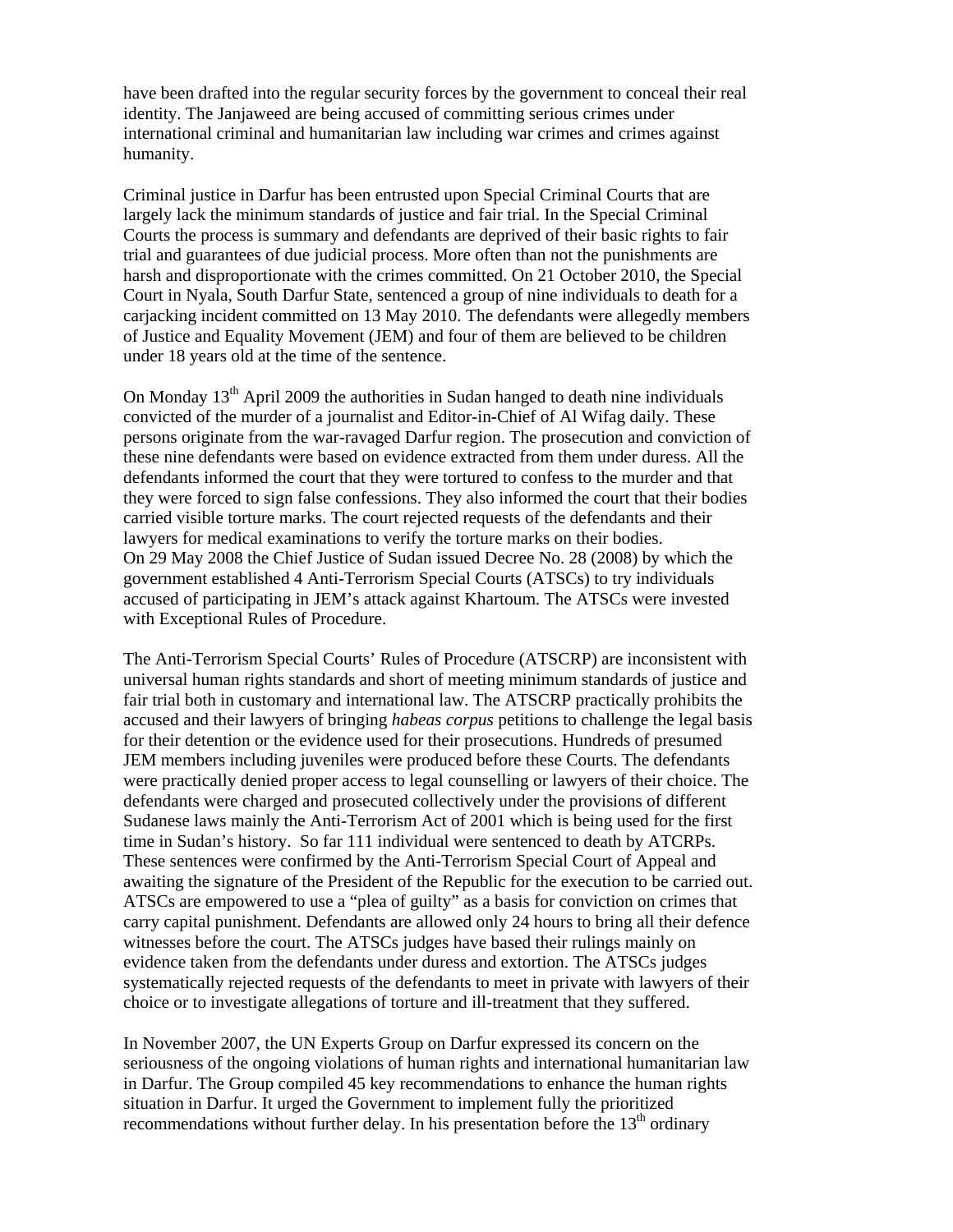have been drafted into the regular security forces by the government to conceal their real identity. The Janjaweed are being accused of committing serious crimes under international criminal and humanitarian law including war crimes and crimes against humanity.

Criminal justice in Darfur has been entrusted upon Special Criminal Courts that are largely lack the minimum standards of justice and fair trial. In the Special Criminal Courts the process is summary and defendants are deprived of their basic rights to fair trial and guarantees of due judicial process. More often than not the punishments are harsh and disproportionate with the crimes committed. On 21 October 2010, the Special Court in Nyala, South Darfur State, sentenced a group of nine individuals to death for a carjacking incident committed on 13 May 2010. The defendants were allegedly members of Justice and Equality Movement (JEM) and four of them are believed to be children under 18 years old at the time of the sentence.

On Monday 13th April 2009 the authorities in Sudan hanged to death nine individuals convicted of the murder of a journalist and Editor-in-Chief of Al Wifag daily. These persons originate from the war-ravaged Darfur region. The prosecution and conviction of these nine defendants were based on evidence extracted from them under duress. All the defendants informed the court that they were tortured to confess to the murder and that they were forced to sign false confessions. They also informed the court that their bodies carried visible torture marks. The court rejected requests of the defendants and their lawyers for medical examinations to verify the torture marks on their bodies.
On 29 May 2008 the Chief Justice of Sudan issued Decree No. 28 (2008) by which the government established 4 Anti-Terrorism Special Courts (ATSCs) to try individuals accused of participating in JEM's attack against Khartoum. The ATSCs were invested with Exceptional Rules of Procedure.

The Anti-Terrorism Special Courts' Rules of Procedure (ATSCRP) are inconsistent with universal human rights standards and short of meeting minimum standards of justice and fair trial both in customary and international law. The ATSCRP practically prohibits the accused and their lawyers of bringing *habeas corpus* petitions to challenge the legal basis for their detention or the evidence used for their prosecutions. Hundreds of presumed JEM members including juveniles were produced before these Courts. The defendants were practically denied proper access to legal counselling or lawyers of their choice. The defendants were charged and prosecuted collectively under the provisions of different Sudanese laws mainly the Anti-Terrorism Act of 2001 which is being used for the first time in Sudan's history. So far 111 individual were sentenced to death by ATCRPs. These sentences were confirmed by the Anti-Terrorism Special Court of Appeal and awaiting the signature of the President of the Republic for the execution to be carried out. ATSCs are empowered to use a "plea of guilty" as a basis for conviction on crimes that carry capital punishment. Defendants are allowed only 24 hours to bring all their defence witnesses before the court. The ATSCs judges have based their rulings mainly on evidence taken from the defendants under duress and extortion. The ATSCs judges systematically rejected requests of the defendants to meet in private with lawyers of their choice or to investigate allegations of torture and ill-treatment that they suffered.

In November 2007, the UN Experts Group on Darfur expressed its concern on the seriousness of the ongoing violations of human rights and international humanitarian law in Darfur. The Group compiled 45 key recommendations to enhance the human rights situation in Darfur. It urged the Government to implement fully the prioritized recommendations without further delay. In his presentation before the 13th ordinary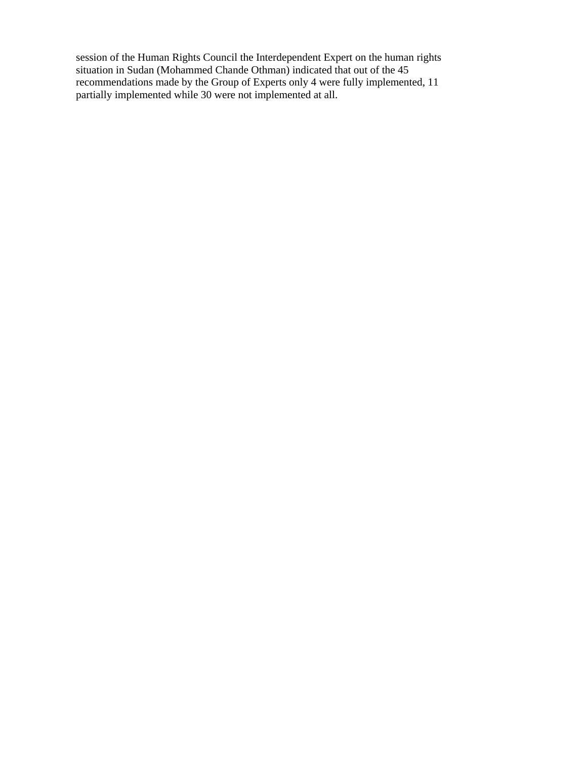session of the Human Rights Council the Interdependent Expert on the human rights situation in Sudan (Mohammed Chande Othman) indicated that out of the 45 recommendations made by the Group of Experts only 4 were fully implemented, 11 partially implemented while 30 were not implemented at all.